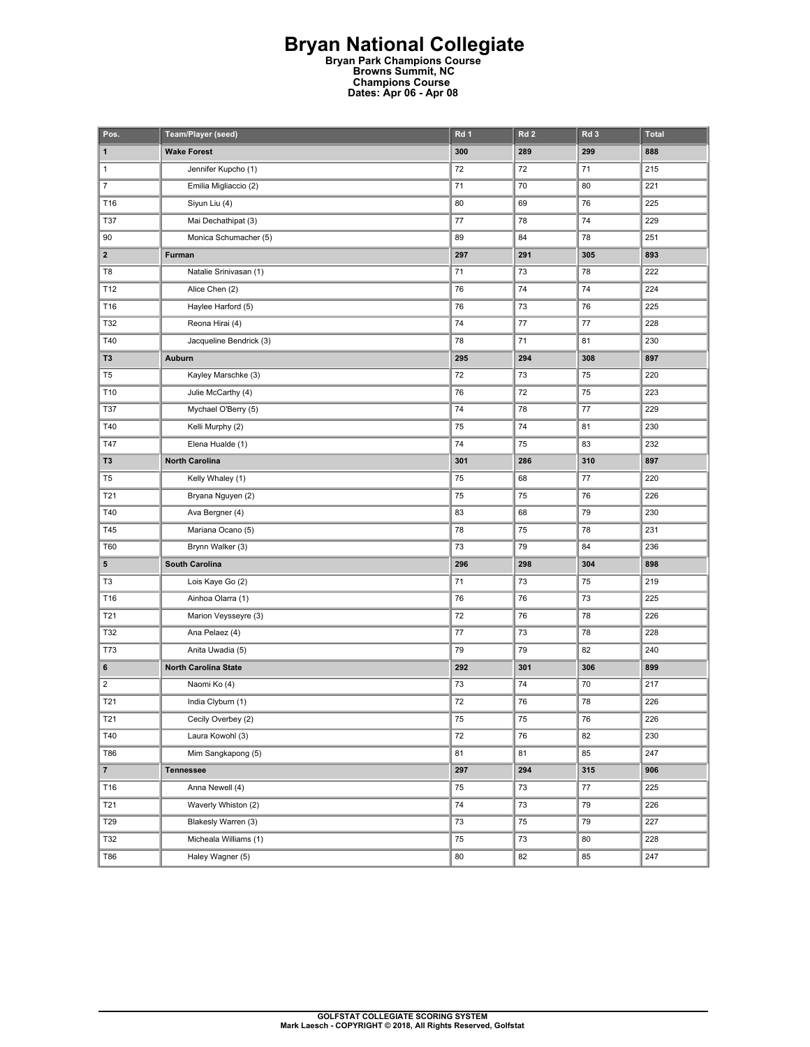# Bryan National Collegiate

**Bryan Park Champions Course**
**Browns Summit, NC**
**Champions Course**
**Dates: Apr 06 - Apr 08**

| Pos. | Team/Player (seed) | Rd 1 | Rd 2 | Rd 3 | Total |
|---|---|---|---|---|---|
| **1** | **Wake Forest** | **300** | **289** | **299** | **888** |
| 1 | Jennifer Kupcho (1) | 72 | 72 | 71 | 215 |
| 7 | Emilia Migliaccio (2) | 71 | 70 | 80 | 221 |
| T16 | Siyun Liu (4) | 80 | 69 | 76 | 225 |
| T37 | Mai Dechathipat (3) | 77 | 78 | 74 | 229 |
| 90 | Monica Schumacher (5) | 89 | 84 | 78 | 251 |
| **2** | **Furman** | **297** | **291** | **305** | **893** |
| T8 | Natalie Srinivasan (1) | 71 | 73 | 78 | 222 |
| T12 | Alice Chen (2) | 76 | 74 | 74 | 224 |
| T16 | Haylee Harford (5) | 76 | 73 | 76 | 225 |
| T32 | Reona Hirai (4) | 74 | 77 | 77 | 228 |
| T40 | Jacqueline Bendrick (3) | 78 | 71 | 81 | 230 |
| **T3** | **Auburn** | **295** | **294** | **308** | **897** |
| T5 | Kayley Marschke (3) | 72 | 73 | 75 | 220 |
| T10 | Julie McCarthy (4) | 76 | 72 | 75 | 223 |
| T37 | Mychael O'Berry (5) | 74 | 78 | 77 | 229 |
| T40 | Kelli Murphy (2) | 75 | 74 | 81 | 230 |
| T47 | Elena Hualde (1) | 74 | 75 | 83 | 232 |
| **T3** | **North Carolina** | **301** | **286** | **310** | **897** |
| T5 | Kelly Whaley (1) | 75 | 68 | 77 | 220 |
| T21 | Bryana Nguyen (2) | 75 | 75 | 76 | 226 |
| T40 | Ava Bergner (4) | 83 | 68 | 79 | 230 |
| T45 | Mariana Ocano (5) | 78 | 75 | 78 | 231 |
| T60 | Brynn Walker (3) | 73 | 79 | 84 | 236 |
| **5** | **South Carolina** | **296** | **298** | **304** | **898** |
| T3 | Lois Kaye Go (2) | 71 | 73 | 75 | 219 |
| T16 | Ainhoa Olarra (1) | 76 | 76 | 73 | 225 |
| T21 | Marion Veysseyre (3) | 72 | 76 | 78 | 226 |
| T32 | Ana Pelaez (4) | 77 | 73 | 78 | 228 |
| T73 | Anita Uwadia (5) | 79 | 79 | 82 | 240 |
| **6** | **North Carolina State** | **292** | **301** | **306** | **899** |
| 2 | Naomi Ko (4) | 73 | 74 | 70 | 217 |
| T21 | India Clyburn (1) | 72 | 76 | 78 | 226 |
| T21 | Cecily Overbey (2) | 75 | 75 | 76 | 226 |
| T40 | Laura Kowohl (3) | 72 | 76 | 82 | 230 |
| T86 | Mim Sangkapong (5) | 81 | 81 | 85 | 247 |
| **7** | **Tennessee** | **297** | **294** | **315** | **906** |
| T16 | Anna Newell (4) | 75 | 73 | 77 | 225 |
| T21 | Waverly Whiston (2) | 74 | 73 | 79 | 226 |
| T29 | Blakesly Warren (3) | 73 | 75 | 79 | 227 |
| T32 | Micheala Williams (1) | 75 | 73 | 80 | 228 |
| T86 | Haley Wagner (5) | 80 | 82 | 85 | 247 |

**GOLFSTAT COLLEGIATE SCORING SYSTEM**
**Mark Laesch - COPYRIGHT © 2018, All Rights Reserved, Golfstat**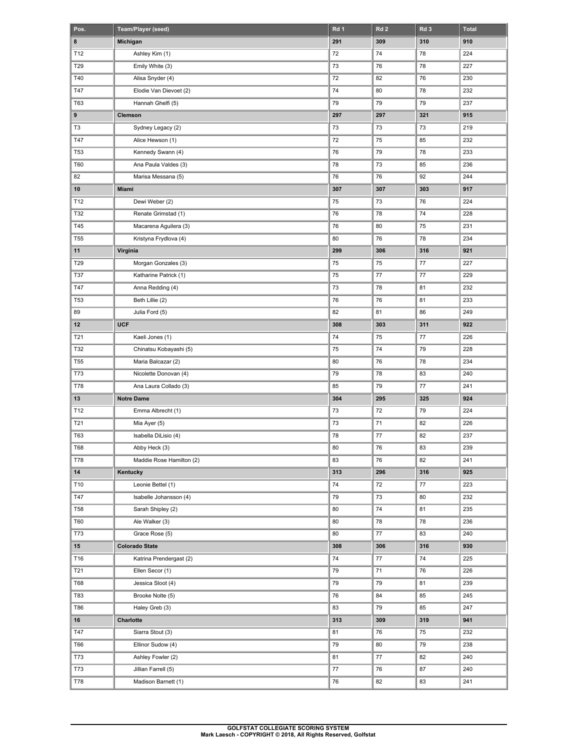| Pos. | Team/Player (seed) | Rd 1 | Rd 2 | Rd 3 | Total |
|---|---|---|---|---|---|
| **8** | **Michigan** | **291** | **309** | **310** | **910** |
| T12 | Ashley Kim (1) | 72 | 74 | 78 | 224 |
| T29 | Emily White (3) | 73 | 76 | 78 | 227 |
| T40 | Alisa Snyder (4) | 72 | 82 | 76 | 230 |
| T47 | Elodie Van Dievoet (2) | 74 | 80 | 78 | 232 |
| T63 | Hannah Ghelfi (5) | 79 | 79 | 79 | 237 |
| **9** | **Clemson** | **297** | **297** | **321** | **915** |
| T3 | Sydney Legacy (2) | 73 | 73 | 73 | 219 |
| T47 | Alice Hewson (1) | 72 | 75 | 85 | 232 |
| T53 | Kennedy Swann (4) | 76 | 79 | 78 | 233 |
| T60 | Ana Paula Valdes (3) | 78 | 73 | 85 | 236 |
| 82 | Marisa Messana (5) | 76 | 76 | 92 | 244 |
| **10** | **Miami** | **307** | **307** | **303** | **917** |
| T12 | Dewi Weber (2) | 75 | 73 | 76 | 224 |
| T32 | Renate Grimstad (1) | 76 | 78 | 74 | 228 |
| T45 | Macarena Aguilera (3) | 76 | 80 | 75 | 231 |
| T55 | Kristyna Frydlova (4) | 80 | 76 | 78 | 234 |
| **11** | **Virginia** | **299** | **306** | **316** | **921** |
| T29 | Morgan Gonzales (3) | 75 | 75 | 77 | 227 |
| T37 | Katharine Patrick (1) | 75 | 77 | 77 | 229 |
| T47 | Anna Redding (4) | 73 | 78 | 81 | 232 |
| T53 | Beth Lillie (2) | 76 | 76 | 81 | 233 |
| 89 | Julia Ford (5) | 82 | 81 | 86 | 249 |
| **12** | **UCF** | **308** | **303** | **311** | **922** |
| T21 | Kaeli Jones (1) | 74 | 75 | 77 | 226 |
| T32 | Chinatsu Kobayashi (5) | 75 | 74 | 79 | 228 |
| T55 | Maria Balcazar (2) | 80 | 76 | 78 | 234 |
| T73 | Nicolette Donovan (4) | 79 | 78 | 83 | 240 |
| T78 | Ana Laura Collado (3) | 85 | 79 | 77 | 241 |
| **13** | **Notre Dame** | **304** | **295** | **325** | **924** |
| T12 | Emma Albrecht (1) | 73 | 72 | 79 | 224 |
| T21 | Mia Ayer (5) | 73 | 71 | 82 | 226 |
| T63 | Isabella DiLisio (4) | 78 | 77 | 82 | 237 |
| T68 | Abby Heck (3) | 80 | 76 | 83 | 239 |
| T78 | Maddie Rose Hamilton (2) | 83 | 76 | 82 | 241 |
| **14** | **Kentucky** | **313** | **296** | **316** | **925** |
| T10 | Leonie Bettel (1) | 74 | 72 | 77 | 223 |
| T47 | Isabelle Johansson (4) | 79 | 73 | 80 | 232 |
| T58 | Sarah Shipley (2) | 80 | 74 | 81 | 235 |
| T60 | Ale Walker (3) | 80 | 78 | 78 | 236 |
| T73 | Grace Rose (5) | 80 | 77 | 83 | 240 |
| **15** | **Colorado State** | **308** | **306** | **316** | **930** |
| T16 | Katrina Prendergast (2) | 74 | 77 | 74 | 225 |
| T21 | Ellen Secor (1) | 79 | 71 | 76 | 226 |
| T68 | Jessica Sloot (4) | 79 | 79 | 81 | 239 |
| T83 | Brooke Nolte (5) | 76 | 84 | 85 | 245 |
| T86 | Haley Greb (3) | 83 | 79 | 85 | 247 |
| **16** | **Charlotte** | **313** | **309** | **319** | **941** |
| T47 | Siarra Stout (3) | 81 | 76 | 75 | 232 |
| T66 | Ellinor Sudow (4) | 79 | 80 | 79 | 238 |
| T73 | Ashley Fowler (2) | 81 | 77 | 82 | 240 |
| T73 | Jillian Farrell (5) | 77 | 76 | 87 | 240 |
| T78 | Madison Barnett (1) | 76 | 82 | 83 | 241 |

GOLFSTAT COLLEGIATE SCORING SYSTEM
Mark Laesch - COPYRIGHT © 2018, All Rights Reserved, Golfstat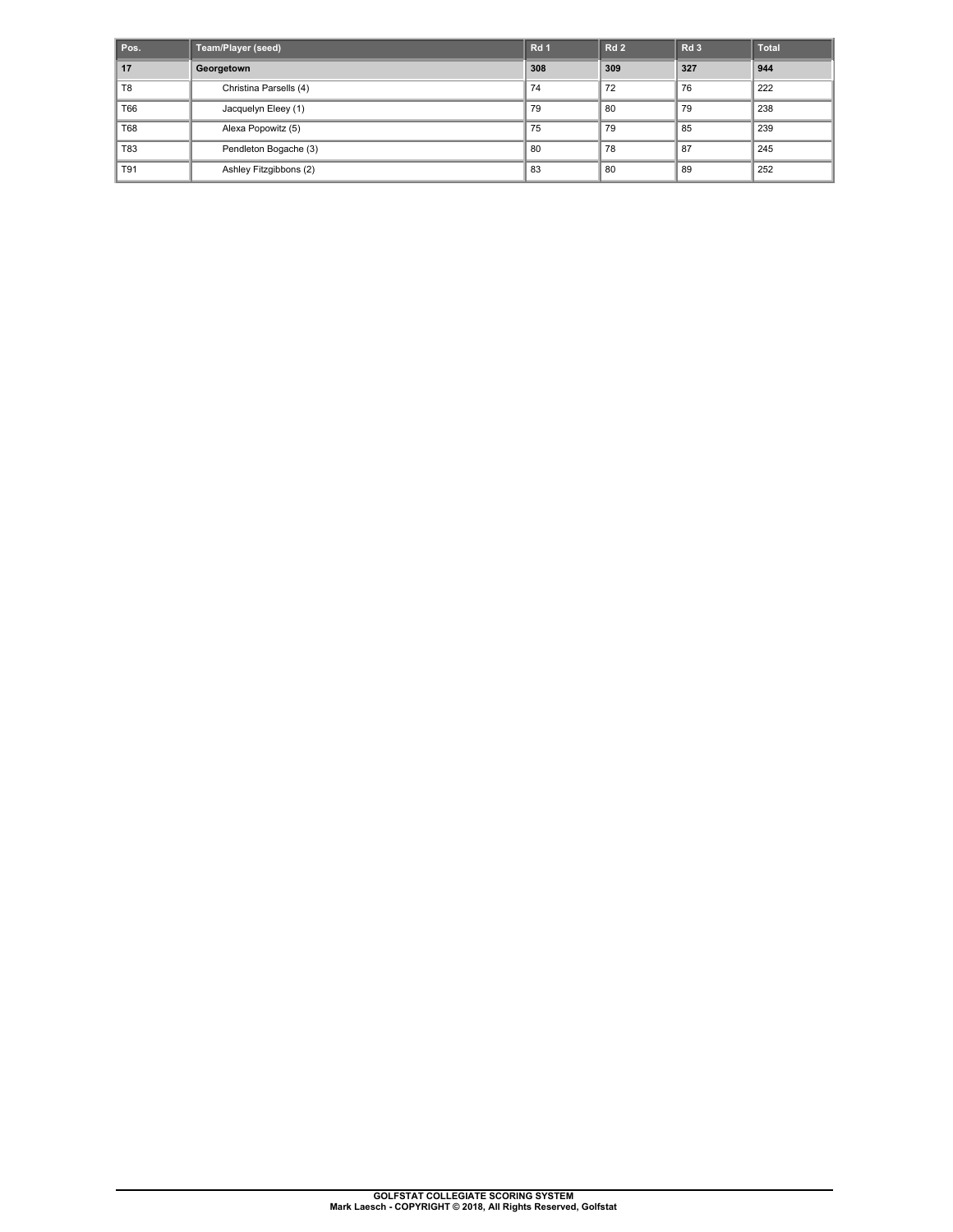| Pos. | Team/Player (seed) | Rd 1 | Rd 2 | Rd 3 | Total |
|---|---|---|---|---|---|
| **17** | **Georgetown** | **308** | **309** | **327** | **944** |
| T8 | Christina Parsells (4) | 74 | 72 | 76 | 222 |
| T66 | Jacquelyn Eleey (1) | 79 | 80 | 79 | 238 |
| T68 | Alexa Popowitz (5) | 75 | 79 | 85 | 239 |
| T83 | Pendleton Bogache (3) | 80 | 78 | 87 | 245 |
| T91 | Ashley Fitzgibbons (2) | 83 | 80 | 89 | 252 |

**GOLFSTAT COLLEGIATE SCORING SYSTEM**
**Mark Laesch - COPYRIGHT © 2018, All Rights Reserved, Golfstat**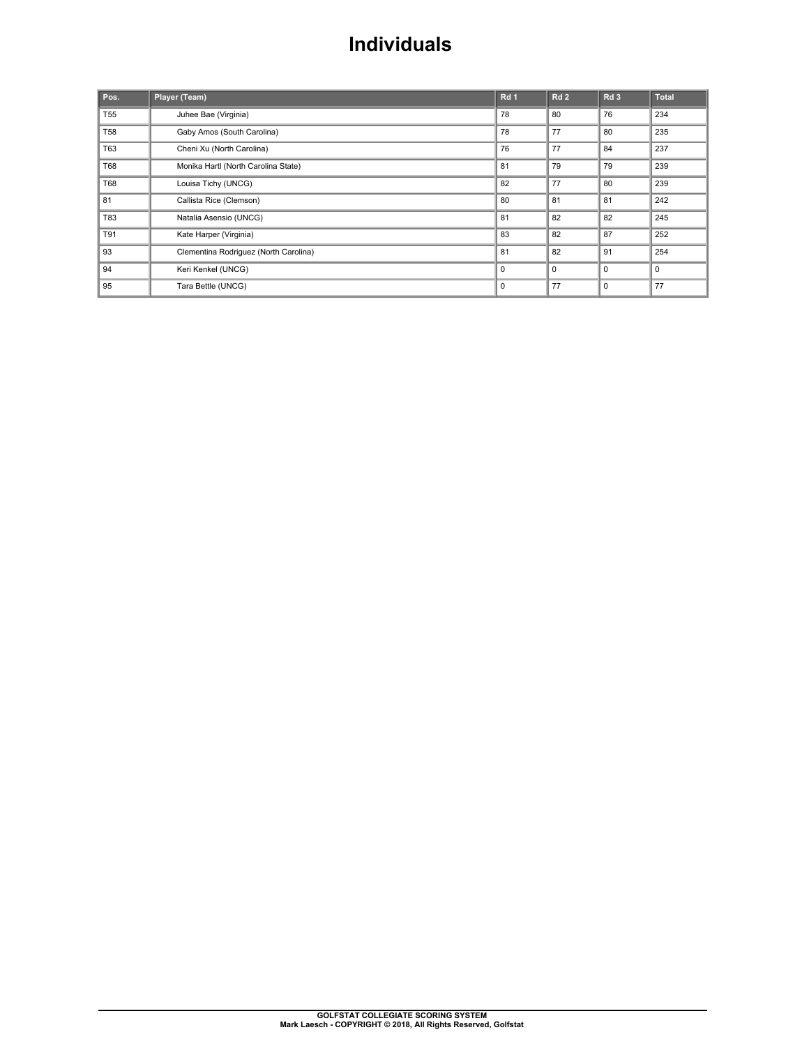# Individuals

| Pos. | Player (Team) | Rd 1 | Rd 2 | Rd 3 | Total |
|---|---|---|---|---|---|
| T55 | Juhee Bae (Virginia) | 78 | 80 | 76 | 234 |
| T58 | Gaby Amos (South Carolina) | 78 | 77 | 80 | 235 |
| T63 | Cheni Xu (North Carolina) | 76 | 77 | 84 | 237 |
| T68 | Monika Hartl (North Carolina State) | 81 | 79 | 79 | 239 |
| T68 | Louisa Tichy (UNCG) | 82 | 77 | 80 | 239 |
| 81 | Callista Rice (Clemson) | 80 | 81 | 81 | 242 |
| T83 | Natalia Asensio (UNCG) | 81 | 82 | 82 | 245 |
| T91 | Kate Harper (Virginia) | 83 | 82 | 87 | 252 |
| 93 | Clementina Rodriguez (North Carolina) | 81 | 82 | 91 | 254 |
| 94 | Keri Kenkel (UNCG) | 0 | 0 | 0 | 0 |
| 95 | Tara Bettle (UNCG) | 0 | 77 | 0 | 77 |

GOLFSTAT COLLEGIATE SCORING SYSTEM
Mark Laesch - COPYRIGHT © 2018, All Rights Reserved, Golfstat